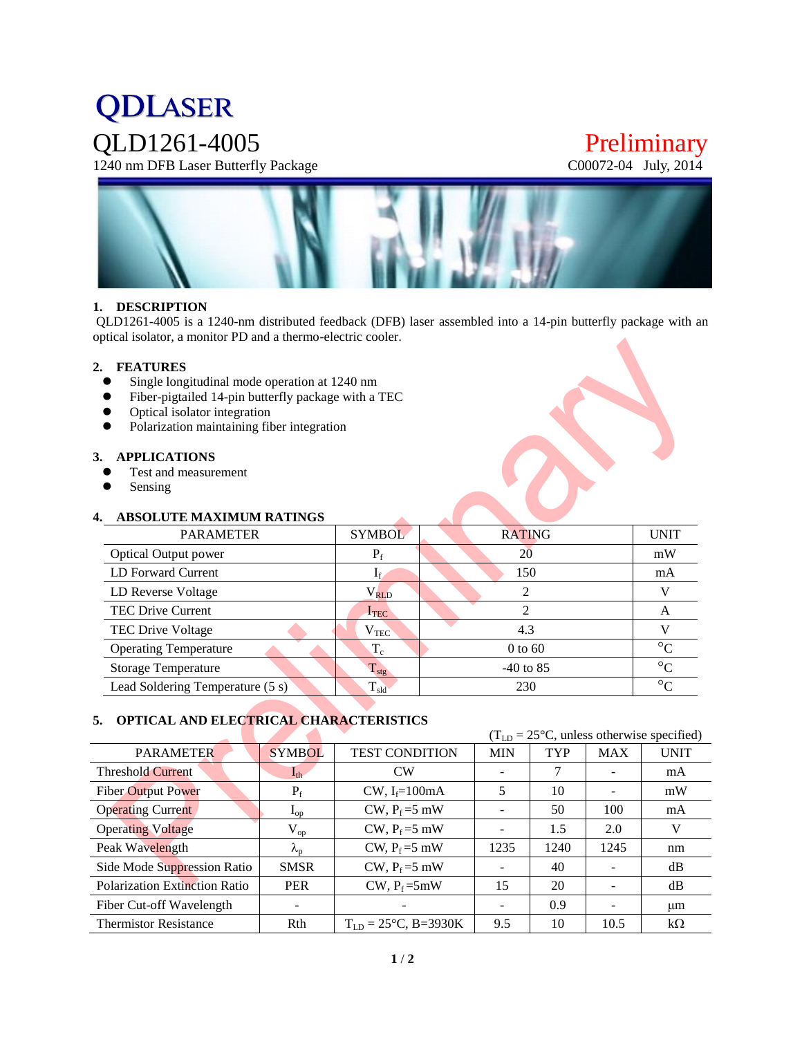# QDLASER

## QLD1261-4005

1240 nm DFB Laser Butterfly Package

Preliminary

C00072-04 July, 2014

### 1. DESCRIPTION

QLD1261-4005 is a 1240-nm distributed feedback (DFB) laser assembled into a 14-pin butterfly package with an optical isolator, a monitor PD and a thermo-electric cooler.

### 2. FEATURES

- Single longitudinal mode operation at 1240 nm
- Fiber-pigtailed 14-pin butterfly package with a TEC
- Optical isolator integration
- Polarization maintaining fiber integration

### 3. APPLICATIONS

- Test and measurement
- Sensing

### 4. ABSOLUTE MAXIMUM RATINGS

| PARAMETER | SYMBOL | RATING | UNIT |
|---|---|---|---|
| Optical Output power | $P_f$ | 20 | mW |
| LD Forward Current | $I_f$ | 150 | mA |
| LD Reverse Voltage | $V_{RLD}$ | 2 | V |
| TEC Drive Current | $I_{TEC}$ | 2 | A |
| TEC Drive Voltage | $V_{TEC}$ | 4.3 | V |
| Operating Temperature | $T_c$ | 0 to 60 | °C |
| Storage Temperature | $T_{stg}$ | -40 to 85 | °C |
| Lead Soldering Temperature (5 s) | $T_{sld}$ | 230 | °C |

### 5. OPTICAL AND ELECTRICAL CHARACTERISTICS

($T_{LD}$ = 25°C, unless otherwise specified)

| PARAMETER | SYMBOL | TEST CONDITION | MIN | TYP | MAX | UNIT |
|---|---|---|---|---|---|---|
| Threshold Current | $I_{th}$ | CW | - | 7 | - | mA |
| Fiber Output Power | $P_f$ | CW, $I_f$=100mA | 5 | 10 | - | mW |
| Operating Current | $I_{op}$ | CW, $P_f$ =5 mW | - | 50 | 100 | mA |
| Operating Voltage | $V_{op}$ | CW, $P_f$ =5 mW | - | 1.5 | 2.0 | V |
| Peak Wavelength | $\lambda_p$ | CW, $P_f$ =5 mW | 1235 | 1240 | 1245 | nm |
| Side Mode Suppression Ratio | SMSR | CW, $P_f$ =5 mW | - | 40 | - | dB |
| Polarization Extinction Ratio | PER | CW, $P_f$ =5mW | 15 | 20 | - | dB |
| Fiber Cut-off Wavelength | - | - | - | 0.9 | - | μm |
| Thermistor Resistance | Rth | $T_{LD}$ = 25°C, B=3930K | 9.5 | 10 | 10.5 | kΩ |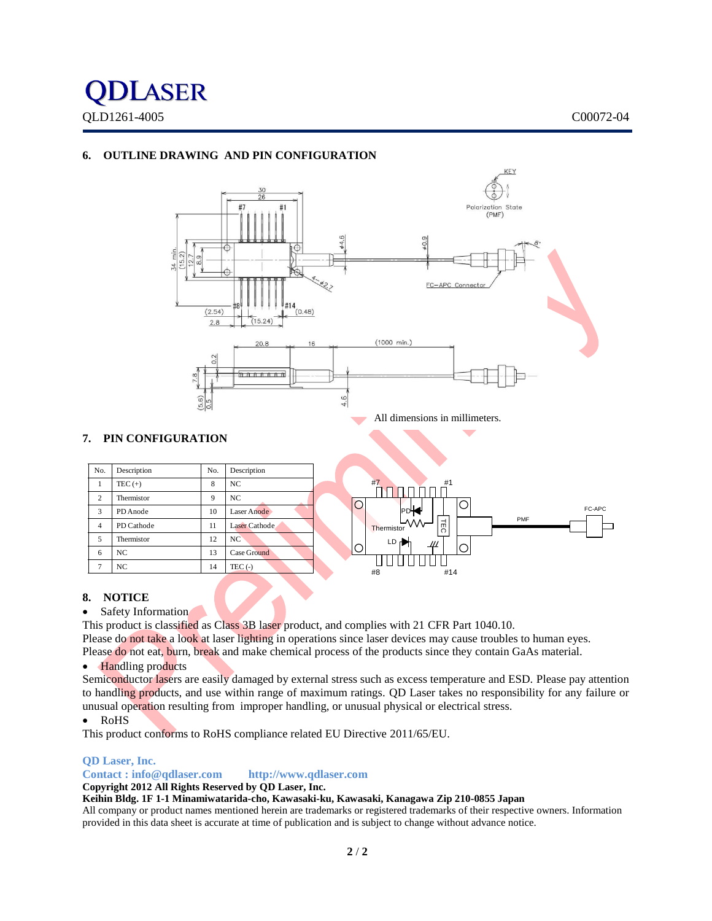## 6. OUTLINE DRAWING AND PIN CONFIGURATION

KEY

Polarization State (PMF)

30
26
#7 #1
ϕ4.6
ϕ0.9
8°
34 min.
(15.2)
12.7
8.9
4-ϕ2.7
FC-APC Connector
#8 #14
(2.54) (0.48)
2.8 (15.24)
20.8 16 (1000 min.)
0.2
7.8
(5.6)
0.5
4.6

All dimensions in millimeters.

## 7. PIN CONFIGURATION

| No. | Description | No. | Description |
|---|---|---|---|
| 1 | TEC (+) | 8 | NC |
| 2 | Thermistor | 9 | NC |
| 3 | PD Anode | 10 | Laser Anode |
| 4 | PD Cathode | 11 | Laser Cathode |
| 5 | Thermistor | 12 | NC |
| 6 | NC | 13 | Case Ground |
| 7 | NC | 14 | TEC (-) |

#7 #1
PD
Thermistor
TEC
LD
PMF
FC-APC
#8 #14

## 8. NOTICE

- Safety Information

This product is classified as Class 3B laser product, and complies with 21 CFR Part 1040.10.
Please do not take a look at laser lighting in operations since laser devices may cause troubles to human eyes.
Please do not eat, burn, break and make chemical process of the products since they contain GaAs material.

- Handling products

Semiconductor lasers are easily damaged by external stress such as excess temperature and ESD. Please pay attention to handling products, and use within range of maximum ratings. QD Laser takes no responsibility for any failure or unusual operation resulting from improper handling, or unusual physical or electrical stress.

- RoHS

This product conforms to RoHS compliance related EU Directive 2011/65/EU.

**QD Laser, Inc.**
**Contact : info@qdlaser.com http://www.qdlaser.com**
**Copyright 2012 All Rights Reserved by QD Laser, Inc.**
**Keihin Bldg. 1F 1-1 Minamiwatarida-cho, Kawasaki-ku, Kawasaki, Kanagawa Zip 210-0855 Japan**
All company or product names mentioned herein are trademarks or registered trademarks of their respective owners. Information provided in this data sheet is accurate at time of publication and is subject to change without advance notice.